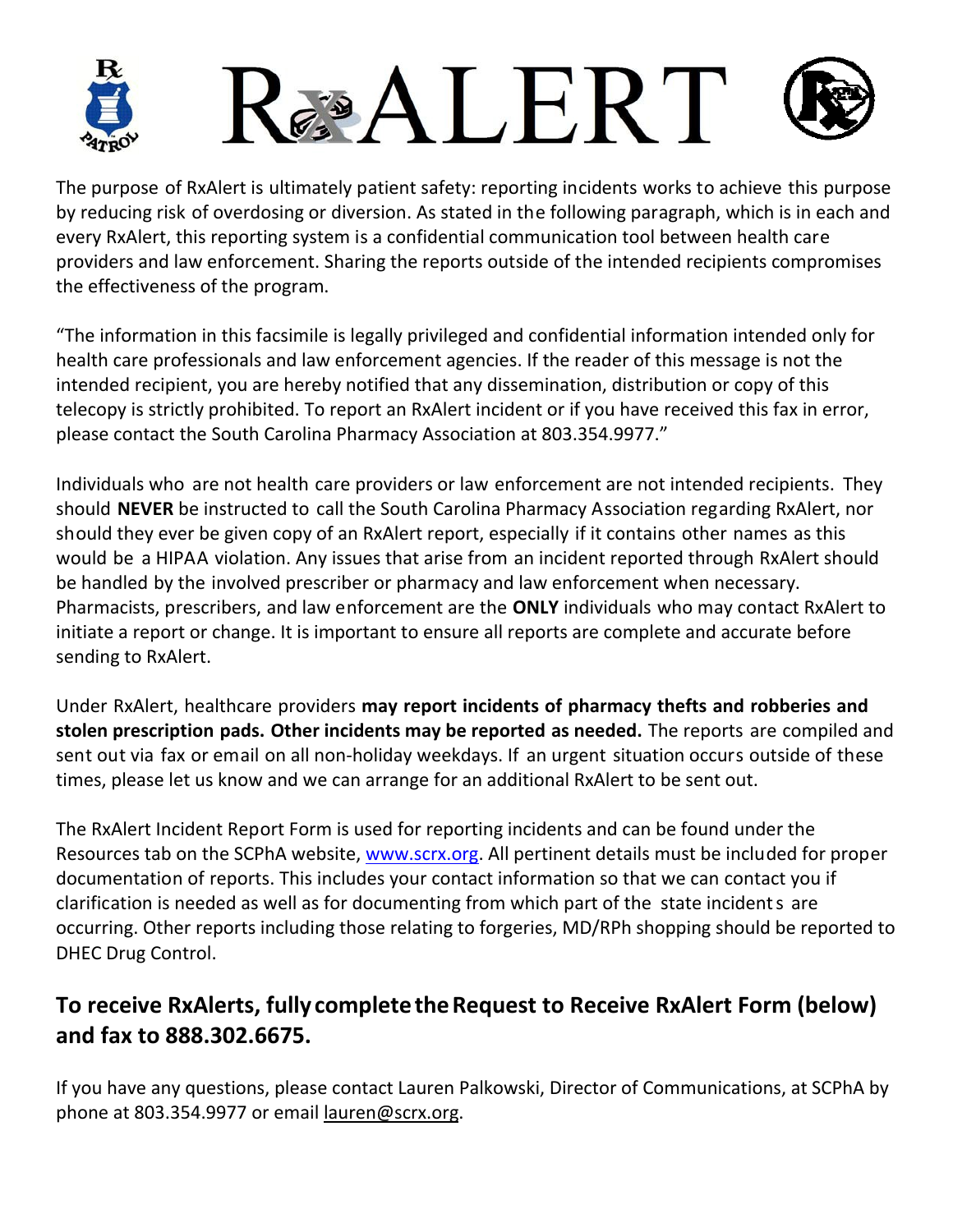# RxALERT

The purpose of RxAlert is ultimately patient safety: reporting incidents works to achieve this purpose by reducing risk of overdosing or diversion. As stated in the following paragraph, which is in each and every RxAlert, this reporting system is a confidential communication tool between health care providers and law enforcement. Sharing the reports outside of the intended recipients compromises the effectiveness of the program.

"The information in this facsimile is legally privileged and confidential information intended only for health care professionals and law enforcement agencies. If the reader of this message is not the intended recipient, you are hereby notified that any dissemination, distribution or copy of this telecopy is strictly prohibited. To report an RxAlert incident or if you have received this fax in error, please contact the South Carolina Pharmacy Association at 803.354.9977."

Individuals who are not health care providers or law enforcement are not intended recipients. They should **NEVER** be instructed to call the South Carolina Pharmacy Association regarding RxAlert, nor should they ever be given copy of an RxAlert report, especially if it contains other names as this would be a HIPAA violation. Any issues that arise from an incident reported through RxAlert should be handled by the involved prescriber or pharmacy and law enforcement when necessary. Pharmacists, prescribers, and law enforcement are the **ONLY** individuals who may contact RxAlert to initiate a report or change. It is important to ensure all reports are complete and accurate before sending to RxAlert.

Under RxAlert, healthcare providers **may report incidents of pharmacy thefts and robberies and stolen prescription pads. Other incidents may be reported as needed.** The reports are compiled and sent out via fax or email on all non-holiday weekdays. If an urgent situation occurs outside of these times, please let us know and we can arrange for an additional RxAlert to be sent out.

The RxAlert Incident Report Form is used for reporting incidents and can be found under the Resources tab on the SCPhA website, [www.scrx.org](http://www.scrx.org). All pertinent details must be included for proper documentation of reports. This includes your contact information so that we can contact you if clarification is needed as well as for documenting from which part of the state incidents are occurring. Other reports including those relating to forgeries, MD/RPh shopping should be reported to DHEC Drug Control.

## To receive RxAlerts, fully complete the Request to Receive RxAlert Form (below) and fax to 888.302.6675.

If you have any questions, please contact Lauren Palkowski, Director of Communications, at SCPhA by phone at 803.354.9977 or email lauren@scrx.org.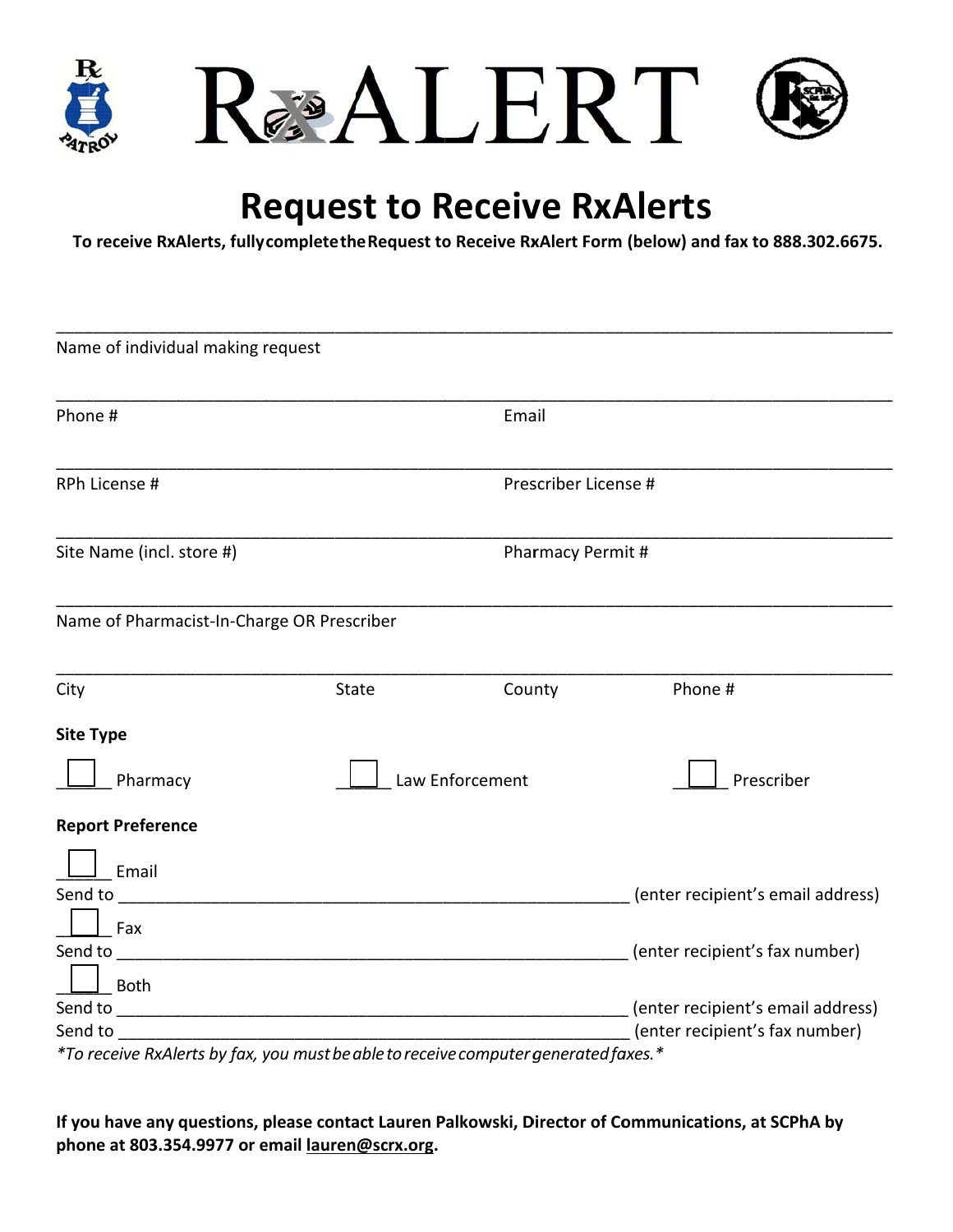# RxALERT

## Request to Receive RxAlerts

**To receive RxAlerts, fully complete the Request to Receive RxAlert Form (below) and fax to 888.302.6675.**

______________________________________________________________________________
Name of individual making request

______________________________________________________________________________
Phone # Email

______________________________________________________________________________
RPh License # Prescriber License #

______________________________________________________________________________
Site Name (incl. store #) Pharmacy Permit #

______________________________________________________________________________
Name of Pharmacist-In-Charge OR Prescriber

______________________________________________________________________________
City State County Phone #

**Site Type**

☐ Pharmacy ☐ Law Enforcement ☐ Prescriber

**Report Preference**

☐ Email
Send to ______________________________________________________ (enter recipient's email address)

☐ Fax
Send to ______________________________________________________ (enter recipient's fax number)

☐ Both
Send to ______________________________________________________ (enter recipient's email address)
Send to ______________________________________________________ (enter recipient's fax number)

*\*To receive RxAlerts by fax, you must be able to receive computer generated faxes.\**

**If you have any questions, please contact Lauren Palkowski, Director of Communications, at SCPhA by phone at 803.354.9977 or email lauren@scrx.org.**